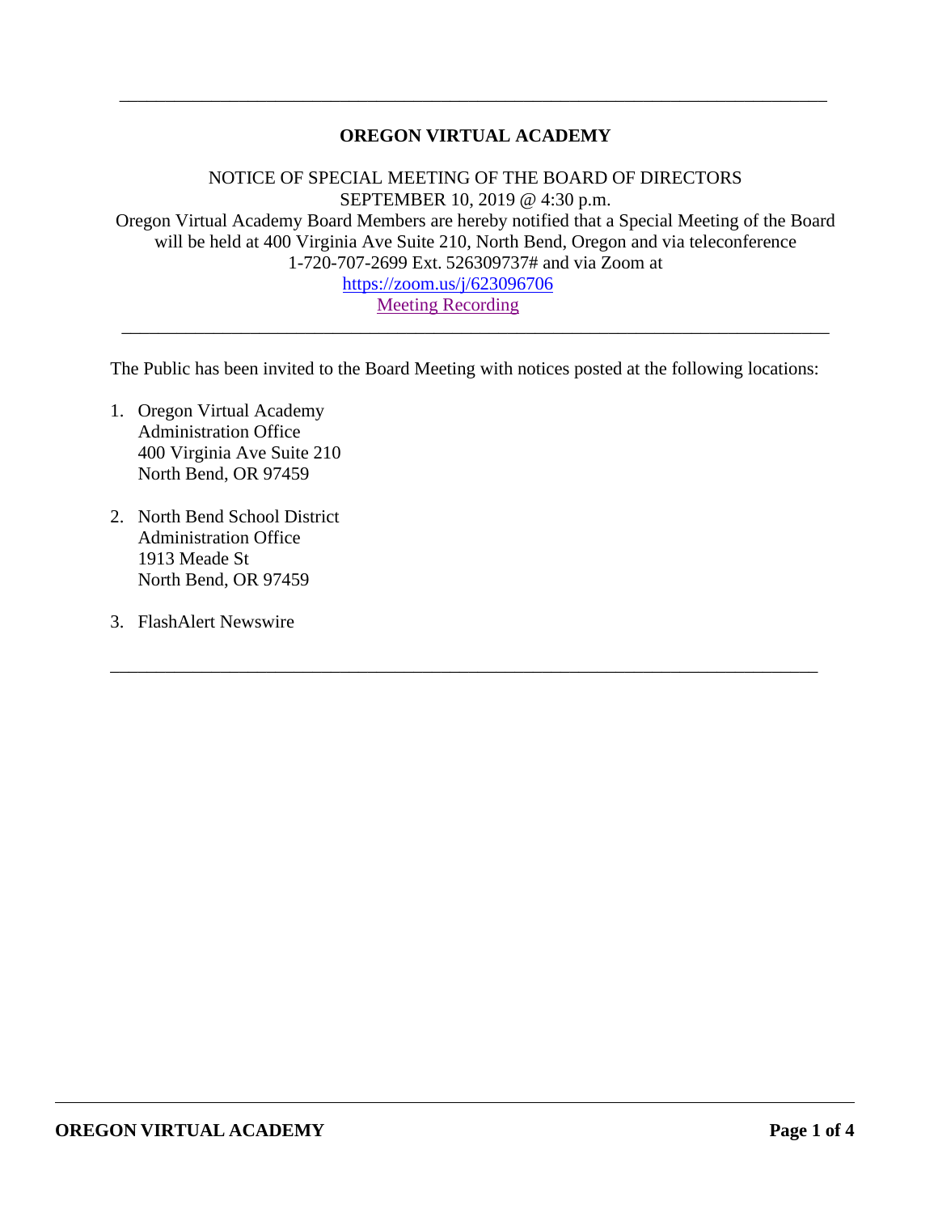---

# OREGON VIRTUAL ACADEMY

NOTICE OF SPECIAL MEETING OF THE BOARD OF DIRECTORS
SEPTEMBER 10, 2019 @ 4:30 p.m.
Oregon Virtual Academy Board Members are hereby notified that a Special Meeting of the Board will be held at 400 Virginia Ave Suite 210, North Bend, Oregon and via teleconference 1-720-707-2699 Ext. 526309737# and via Zoom at
https://zoom.us/j/623096706
Meeting Recording

---

The Public has been invited to the Board Meeting with notices posted at the following locations:

1. Oregon Virtual Academy
   Administration Office
   400 Virginia Ave Suite 210
   North Bend, OR 97459

2. North Bend School District
   Administration Office
   1913 Meade St
   North Bend, OR 97459

3. FlashAlert Newswire

---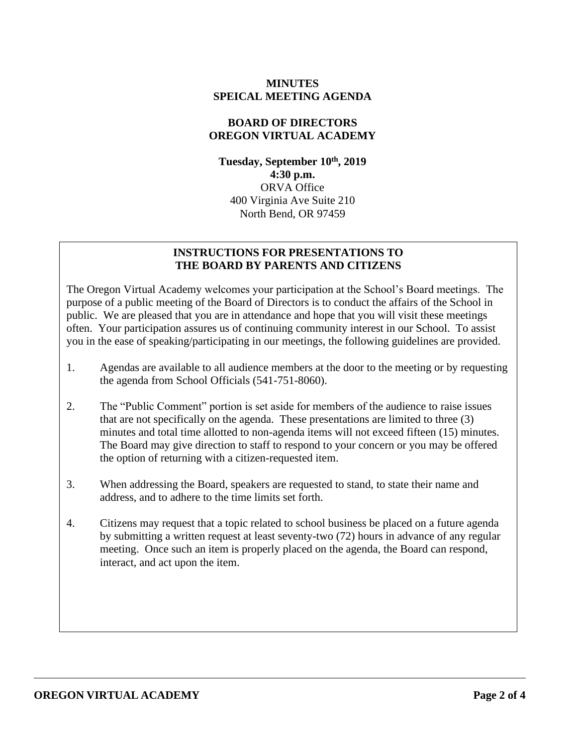**MINUTES**
**SPEICAL MEETING AGENDA**

**BOARD OF DIRECTORS**
**OREGON VIRTUAL ACADEMY**

**Tuesday, September 10th, 2019**
**4:30 p.m.**
ORVA Office
400 Virginia Ave Suite 210
North Bend, OR 97459

## INSTRUCTIONS FOR PRESENTATIONS TO THE BOARD BY PARENTS AND CITIZENS

The Oregon Virtual Academy welcomes your participation at the School's Board meetings. The purpose of a public meeting of the Board of Directors is to conduct the affairs of the School in public. We are pleased that you are in attendance and hope that you will visit these meetings often. Your participation assures us of continuing community interest in our School. To assist you in the ease of speaking/participating in our meetings, the following guidelines are provided.

1. Agendas are available to all audience members at the door to the meeting or by requesting the agenda from School Officials (541-751-8060).

2. The "Public Comment" portion is set aside for members of the audience to raise issues that are not specifically on the agenda. These presentations are limited to three (3) minutes and total time allotted to non-agenda items will not exceed fifteen (15) minutes. The Board may give direction to staff to respond to your concern or you may be offered the option of returning with a citizen-requested item.

3. When addressing the Board, speakers are requested to stand, to state their name and address, and to adhere to the time limits set forth.

4. Citizens may request that a topic related to school business be placed on a future agenda by submitting a written request at least seventy-two (72) hours in advance of any regular meeting. Once such an item is properly placed on the agenda, the Board can respond, interact, and act upon the item.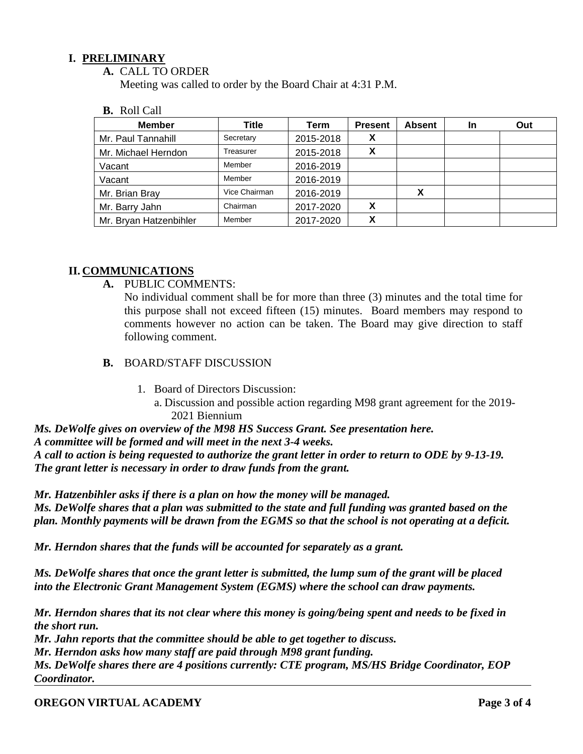## I. PRELIMINARY

**A.** CALL TO ORDER

Meeting was called to order by the Board Chair at 4:31 P.M.

**B.** Roll Call

| Member | Title | Term | Present | Absent | In | Out |
|---|---|---|---|---|---|---|
| Mr. Paul Tannahill | Secretary | 2015-2018 | X | | | |
| Mr. Michael Herndon | Treasurer | 2015-2018 | X | | | |
| Vacant | Member | 2016-2019 | | | | |
| Vacant | Member | 2016-2019 | | | | |
| Mr. Brian Bray | Vice Chairman | 2016-2019 | | X | | |
| Mr. Barry Jahn | Chairman | 2017-2020 | X | | | |
| Mr. Bryan Hatzenbihler | Member | 2017-2020 | X | | | |

## II. COMMUNICATIONS

**A.** PUBLIC COMMENTS:

No individual comment shall be for more than three (3) minutes and the total time for this purpose shall not exceed fifteen (15) minutes. Board members may respond to comments however no action can be taken. The Board may give direction to staff following comment.

**B.** BOARD/STAFF DISCUSSION

1. Board of Directors Discussion:
   a. Discussion and possible action regarding M98 grant agreement for the 2019-2021 Biennium

***Ms. DeWolfe gives on overview of the M98 HS Success Grant. See presentation here.***
***A committee will be formed and will meet in the next 3-4 weeks.***
***A call to action is being requested to authorize the grant letter in order to return to ODE by 9-13-19. The grant letter is necessary in order to draw funds from the grant.***

***Mr. Hatzenbihler asks if there is a plan on how the money will be managed.***
***Ms. DeWolfe shares that a plan was submitted to the state and full funding was granted based on the plan. Monthly payments will be drawn from the EGMS so that the school is not operating at a deficit.***

***Mr. Herndon shares that the funds will be accounted for separately as a grant.***

***Ms. DeWolfe shares that once the grant letter is submitted, the lump sum of the grant will be placed into the Electronic Grant Management System (EGMS) where the school can draw payments.***

***Mr. Herndon shares that its not clear where this money is going/being spent and needs to be fixed in the short run.***
***Mr. Jahn reports that the committee should be able to get together to discuss.***
***Mr. Herndon asks how many staff are paid through M98 grant funding.***
***Ms. DeWolfe shares there are 4 positions currently: CTE program, MS/HS Bridge Coordinator, EOP Coordinator.***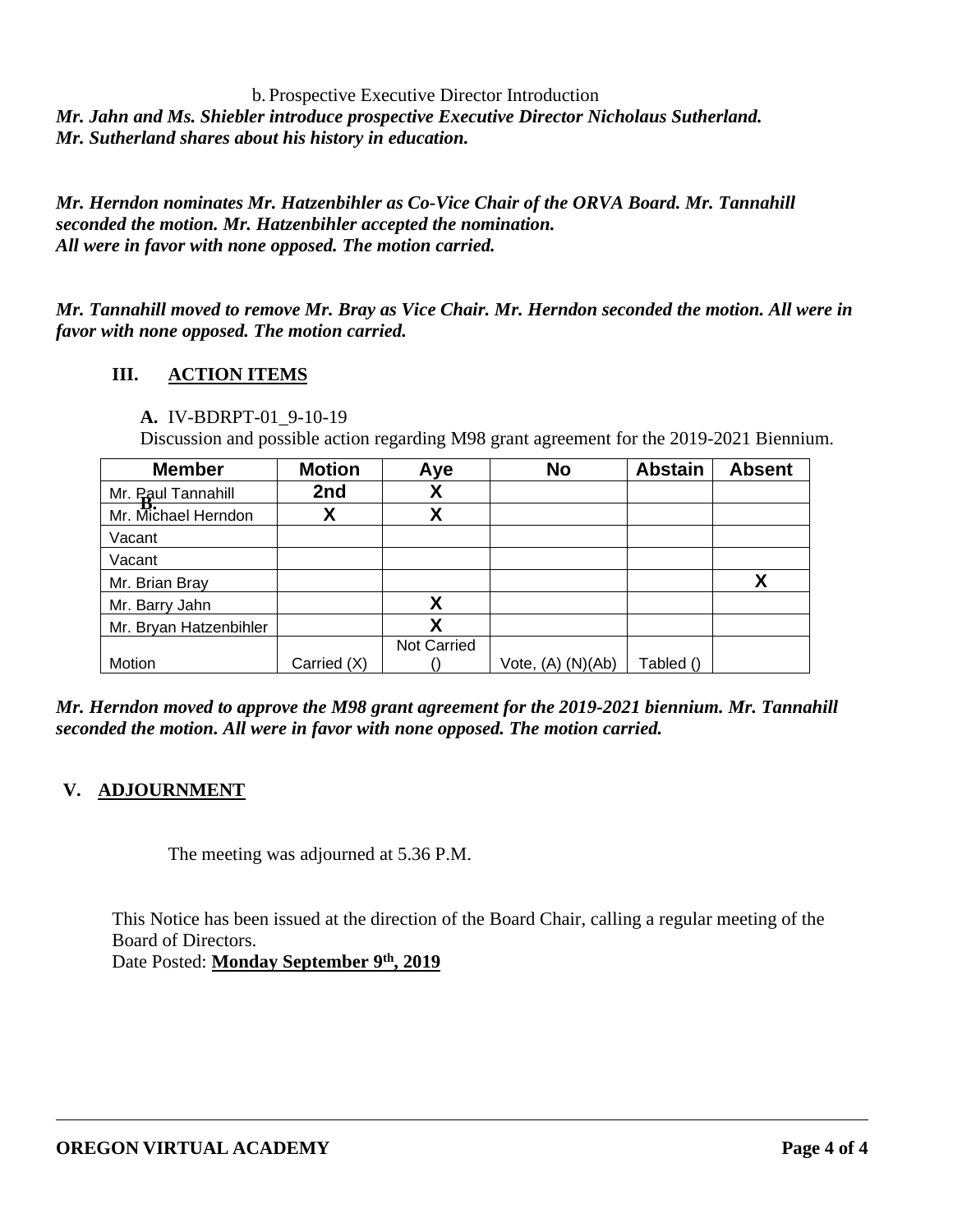b. Prospective Executive Director Introduction

***Mr. Jahn and Ms. Shiebler introduce prospective Executive Director Nicholaus Sutherland. Mr. Sutherland shares about his history in education.***

***Mr. Herndon nominates Mr. Hatzenbihler as Co-Vice Chair of the ORVA Board. Mr. Tannahill seconded the motion. Mr. Hatzenbihler accepted the nomination. All were in favor with none opposed. The motion carried.***

***Mr. Tannahill moved to remove Mr. Bray as Vice Chair. Mr. Herndon seconded the motion. All were in favor with none opposed. The motion carried.***

## III. ACTION ITEMS

**A.** IV-BDRPT-01_9-10-19

Discussion and possible action regarding M98 grant agreement for the 2019-2021 Biennium.

| Member | Motion | Aye | No | Abstain | Absent |
|---|---|---|---|---|---|
| Mr. Paul Tannahill | 2nd | X | | | |
| Mr. Michael Herndon | X | X | | | |
| Vacant | | | | | |
| Vacant | | | | | |
| Mr. Brian Bray | | | | | X |
| Mr. Barry Jahn | | X | | | |
| Mr. Bryan Hatzenbihler | | X | | | |
| Motion | Carried (X) | Not Carried () | Vote, (A) (N)(Ab) | Tabled () | |

***Mr. Herndon moved to approve the M98 grant agreement for the 2019-2021 biennium. Mr. Tannahill seconded the motion. All were in favor with none opposed. The motion carried.***

## V. ADJOURNMENT

The meeting was adjourned at 5.36 P.M.

This Notice has been issued at the direction of the Board Chair, calling a regular meeting of the Board of Directors.

Date Posted: **Monday September 9th, 2019**